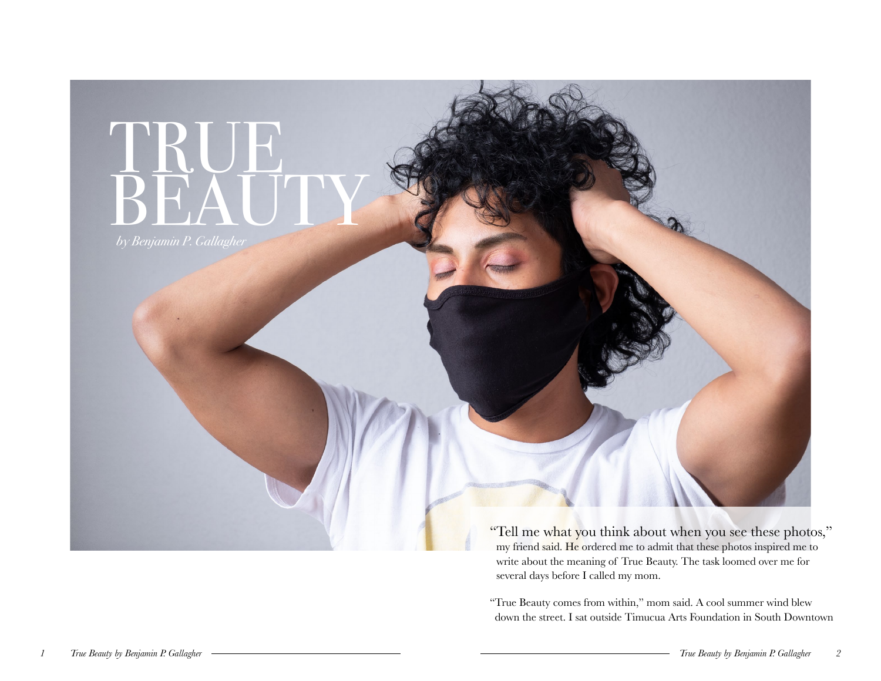# TRUE BEAUTY

*by Benjamin P. Gallagher*

"Tell me what you think about when you see these photos," my friend said. He ordered me to admit that these photos inspired me to write about the meaning of True Beauty. The task loomed over me for several days before I called my mom.

"True Beauty comes from within," mom said. A cool summer wind blew down the street. I sat outside Timucua Arts Foundation in South Downtown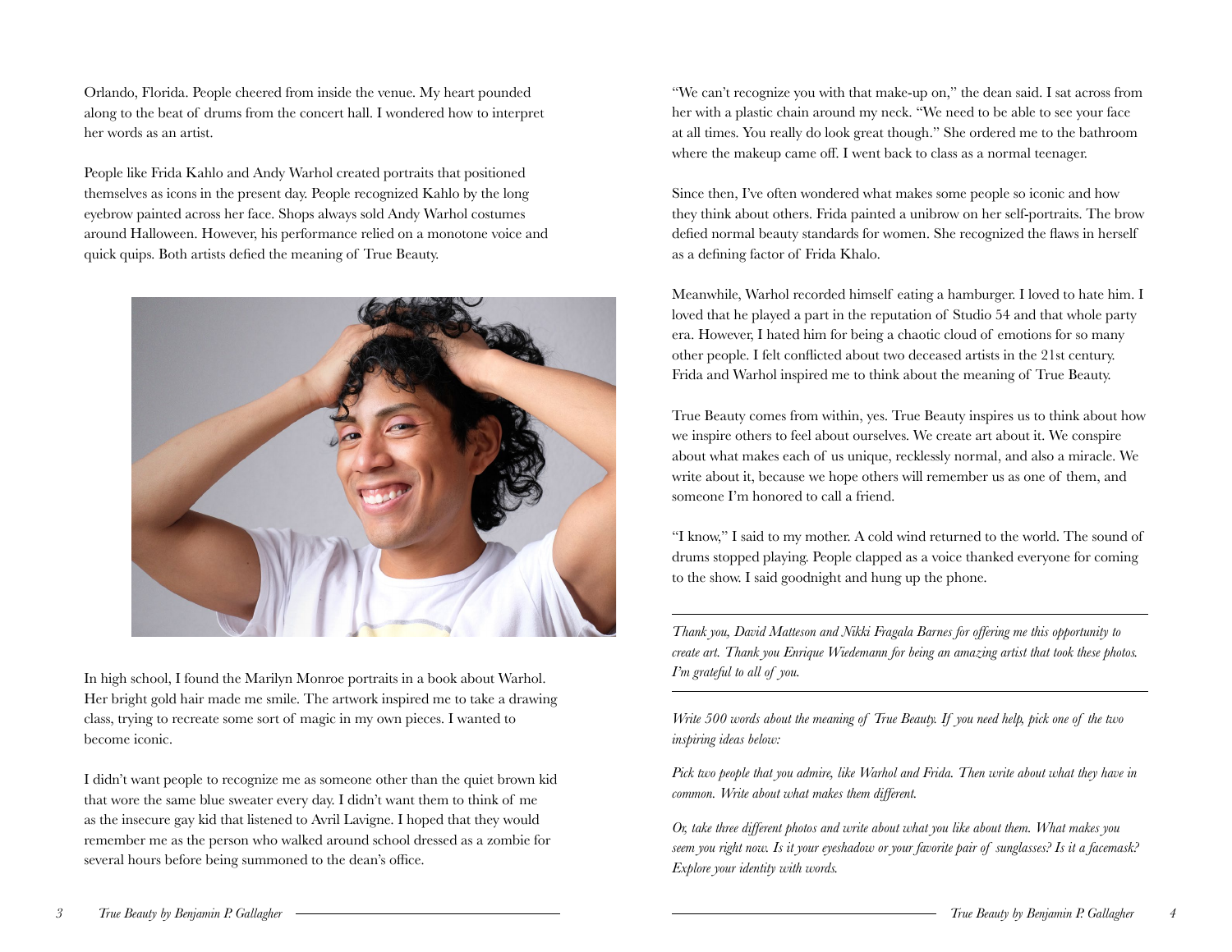Orlando, Florida. People cheered from inside the venue. My heart pounded along to the beat of drums from the concert hall. I wondered how to interpret her words as an artist.

People like Frida Kahlo and Andy Warhol created portraits that positioned themselves as icons in the present day. People recognized Kahlo by the long eyebrow painted across her face. Shops always sold Andy Warhol costumes around Halloween. However, his performance relied on a monotone voice and quick quips. Both artists defied the meaning of True Beauty.

In high school, I found the Marilyn Monroe portraits in a book about Warhol. Her bright gold hair made me smile. The artwork inspired me to take a drawing class, trying to recreate some sort of magic in my own pieces. I wanted to become iconic.

I didn't want people to recognize me as someone other than the quiet brown kid that wore the same blue sweater every day. I didn't want them to think of me as the insecure gay kid that listened to Avril Lavigne. I hoped that they would remember me as the person who walked around school dressed as a zombie for several hours before being summoned to the dean's office.

"We can't recognize you with that make-up on," the dean said. I sat across from her with a plastic chain around my neck. "We need to be able to see your face at all times. You really do look great though." She ordered me to the bathroom where the makeup came off. I went back to class as a normal teenager.

Since then, I've often wondered what makes some people so iconic and how they think about others. Frida painted a unibrow on her self-portraits. The brow defied normal beauty standards for women. She recognized the flaws in herself as a defining factor of Frida Khalo.

Meanwhile, Warhol recorded himself eating a hamburger. I loved to hate him. I loved that he played a part in the reputation of Studio 54 and that whole party era. However, I hated him for being a chaotic cloud of emotions for so many other people. I felt conflicted about two deceased artists in the 21st century. Frida and Warhol inspired me to think about the meaning of True Beauty.

True Beauty comes from within, yes. True Beauty inspires us to think about how we inspire others to feel about ourselves. We create art about it. We conspire about what makes each of us unique, recklessly normal, and also a miracle. We write about it, because we hope others will remember us as one of them, and someone I'm honored to call a friend.

"I know," I said to my mother. A cold wind returned to the world. The sound of drums stopped playing. People clapped as a voice thanked everyone for coming to the show. I said goodnight and hung up the phone.

---

*Thank you, David Matteson and Nikki Fragala Barnes for offering me this opportunity to create art. Thank you Enrique Wiedemann for being an amazing artist that took these photos. I'm grateful to all of you.*

---

*Write 500 words about the meaning of True Beauty. If you need help, pick one of the two inspiring ideas below:*

*Pick two people that you admire, like Warhol and Frida. Then write about what they have in common. Write about what makes them different.*

*Or, take three different photos and write about what you like about them. What makes you seem you right now. Is it your eyeshadow or your favorite pair of sunglasses? Is it a facemask? Explore your identity with words.*